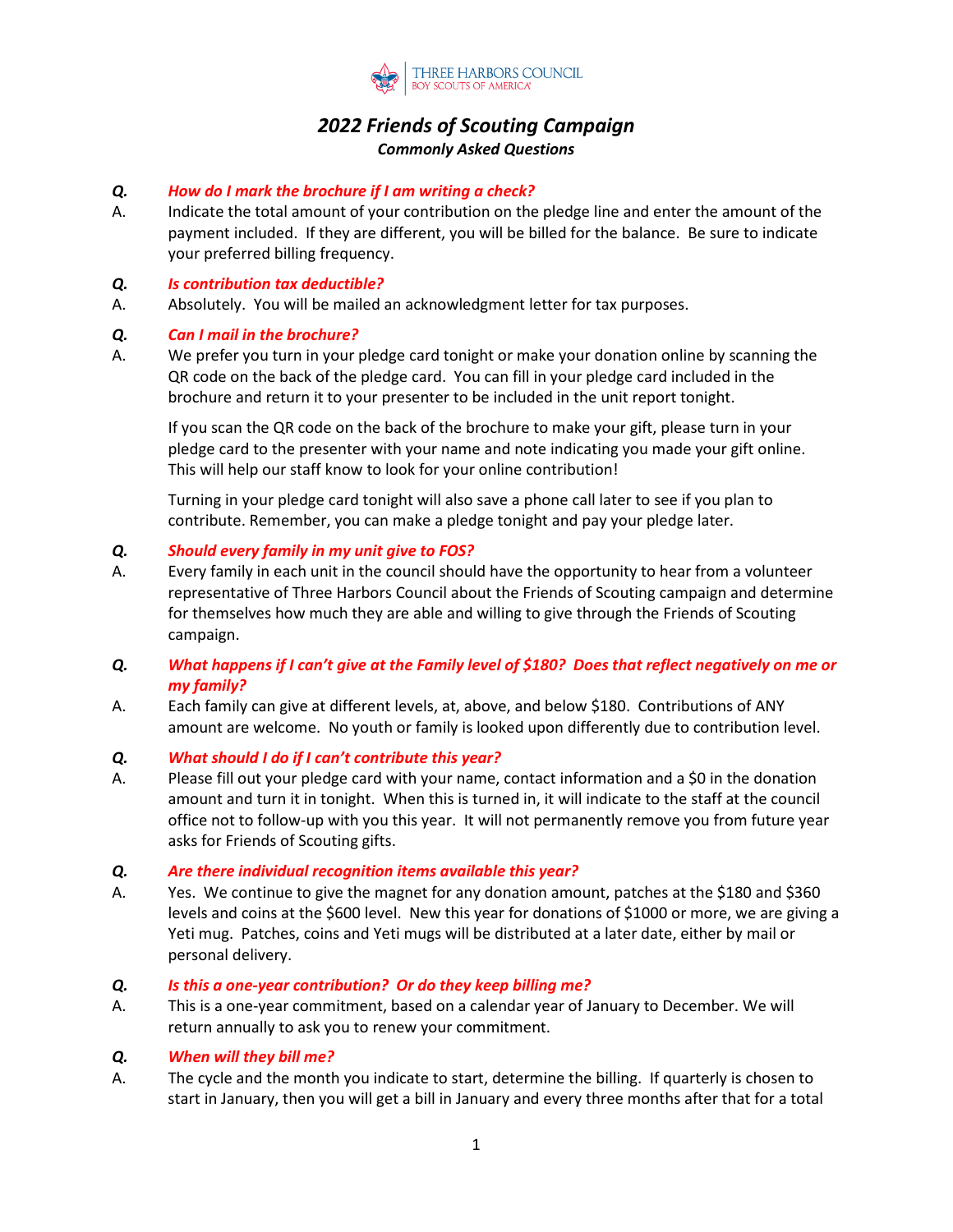THREE HARBORS COUNCIL
BOY SCOUTS OF AMERICA

# *2022 Friends of Scouting Campaign*

***Commonly Asked Questions***

***Q. How do I mark the brochure if I am writing a check?***

A. Indicate the total amount of your contribution on the pledge line and enter the amount of the payment included. If they are different, you will be billed for the balance. Be sure to indicate your preferred billing frequency.

***Q. Is contribution tax deductible?***

A. Absolutely. You will be mailed an acknowledgment letter for tax purposes.

***Q. Can I mail in the brochure?***

A. We prefer you turn in your pledge card tonight or make your donation online by scanning the QR code on the back of the pledge card. You can fill in your pledge card included in the brochure and return it to your presenter to be included in the unit report tonight.

If you scan the QR code on the back of the brochure to make your gift, please turn in your pledge card to the presenter with your name and note indicating you made your gift online. This will help our staff know to look for your online contribution!

Turning in your pledge card tonight will also save a phone call later to see if you plan to contribute. Remember, you can make a pledge tonight and pay your pledge later.

***Q. Should every family in my unit give to FOS?***

A. Every family in each unit in the council should have the opportunity to hear from a volunteer representative of Three Harbors Council about the Friends of Scouting campaign and determine for themselves how much they are able and willing to give through the Friends of Scouting campaign.

***Q. What happens if I can't give at the Family level of $180? Does that reflect negatively on me or my family?***

A. Each family can give at different levels, at, above, and below $180. Contributions of ANY amount are welcome. No youth or family is looked upon differently due to contribution level.

***Q. What should I do if I can't contribute this year?***

A. Please fill out your pledge card with your name, contact information and a $0 in the donation amount and turn it in tonight. When this is turned in, it will indicate to the staff at the council office not to follow-up with you this year. It will not permanently remove you from future year asks for Friends of Scouting gifts.

***Q. Are there individual recognition items available this year?***

A. Yes. We continue to give the magnet for any donation amount, patches at the $180 and $360 levels and coins at the $600 level. New this year for donations of $1000 or more, we are giving a Yeti mug. Patches, coins and Yeti mugs will be distributed at a later date, either by mail or personal delivery.

***Q. Is this a one-year contribution? Or do they keep billing me?***

A. This is a one-year commitment, based on a calendar year of January to December. We will return annually to ask you to renew your commitment.

***Q. When will they bill me?***

A. The cycle and the month you indicate to start, determine the billing. If quarterly is chosen to start in January, then you will get a bill in January and every three months after that for a total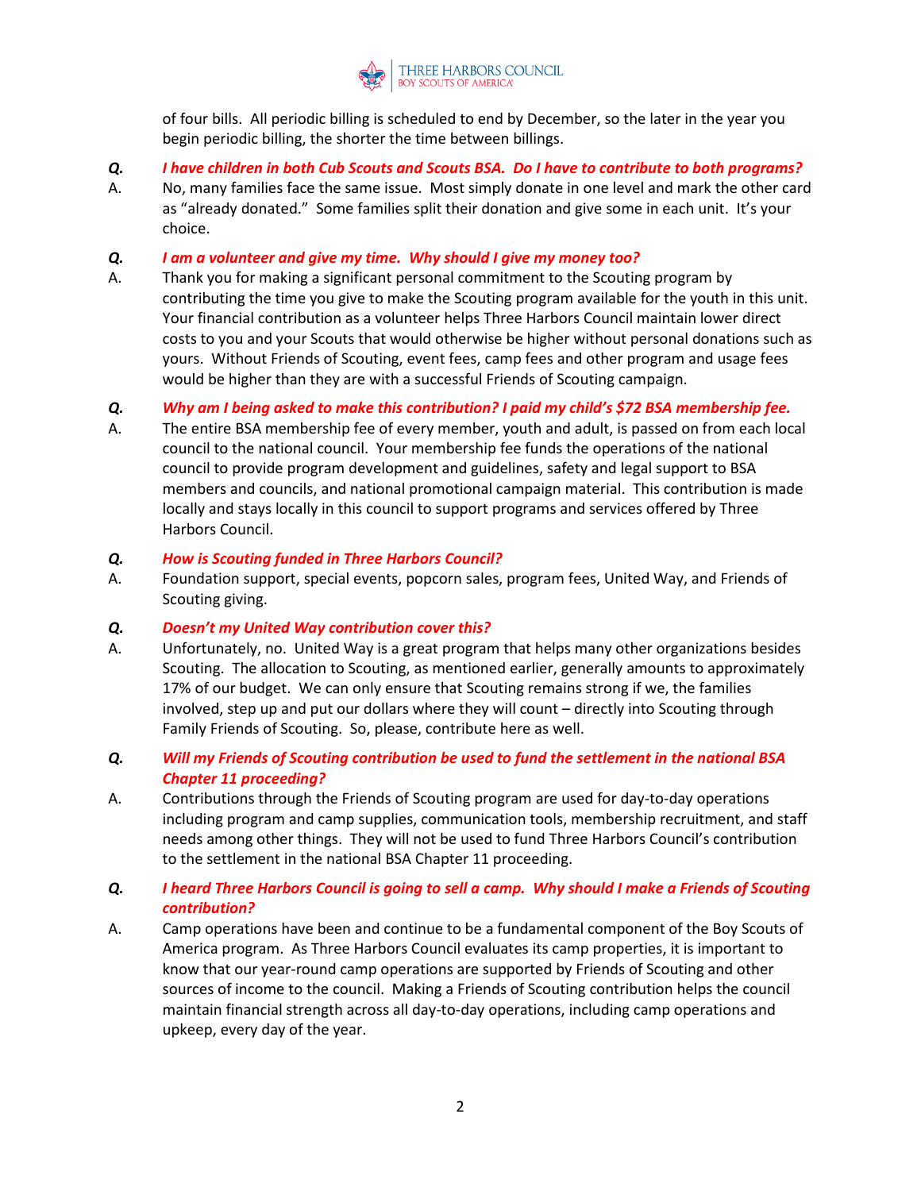of four bills. All periodic billing is scheduled to end by December, so the later in the year you begin periodic billing, the shorter the time between billings.

***Q. I have children in both Cub Scouts and Scouts BSA. Do I have to contribute to both programs?***

A. No, many families face the same issue. Most simply donate in one level and mark the other card as "already donated." Some families split their donation and give some in each unit. It's your choice.

***Q. I am a volunteer and give my time. Why should I give my money too?***

A. Thank you for making a significant personal commitment to the Scouting program by contributing the time you give to make the Scouting program available for the youth in this unit. Your financial contribution as a volunteer helps Three Harbors Council maintain lower direct costs to you and your Scouts that would otherwise be higher without personal donations such as yours. Without Friends of Scouting, event fees, camp fees and other program and usage fees would be higher than they are with a successful Friends of Scouting campaign.

***Q. Why am I being asked to make this contribution? I paid my child's $72 BSA membership fee.***

A. The entire BSA membership fee of every member, youth and adult, is passed on from each local council to the national council. Your membership fee funds the operations of the national council to provide program development and guidelines, safety and legal support to BSA members and councils, and national promotional campaign material. This contribution is made locally and stays locally in this council to support programs and services offered by Three Harbors Council.

***Q. How is Scouting funded in Three Harbors Council?***

A. Foundation support, special events, popcorn sales, program fees, United Way, and Friends of Scouting giving.

***Q. Doesn't my United Way contribution cover this?***

A. Unfortunately, no. United Way is a great program that helps many other organizations besides Scouting. The allocation to Scouting, as mentioned earlier, generally amounts to approximately 17% of our budget. We can only ensure that Scouting remains strong if we, the families involved, step up and put our dollars where they will count – directly into Scouting through Family Friends of Scouting. So, please, contribute here as well.

***Q. Will my Friends of Scouting contribution be used to fund the settlement in the national BSA Chapter 11 proceeding?***

A. Contributions through the Friends of Scouting program are used for day-to-day operations including program and camp supplies, communication tools, membership recruitment, and staff needs among other things. They will not be used to fund Three Harbors Council's contribution to the settlement in the national BSA Chapter 11 proceeding.

***Q. I heard Three Harbors Council is going to sell a camp. Why should I make a Friends of Scouting contribution?***

A. Camp operations have been and continue to be a fundamental component of the Boy Scouts of America program. As Three Harbors Council evaluates its camp properties, it is important to know that our year-round camp operations are supported by Friends of Scouting and other sources of income to the council. Making a Friends of Scouting contribution helps the council maintain financial strength across all day-to-day operations, including camp operations and upkeep, every day of the year.